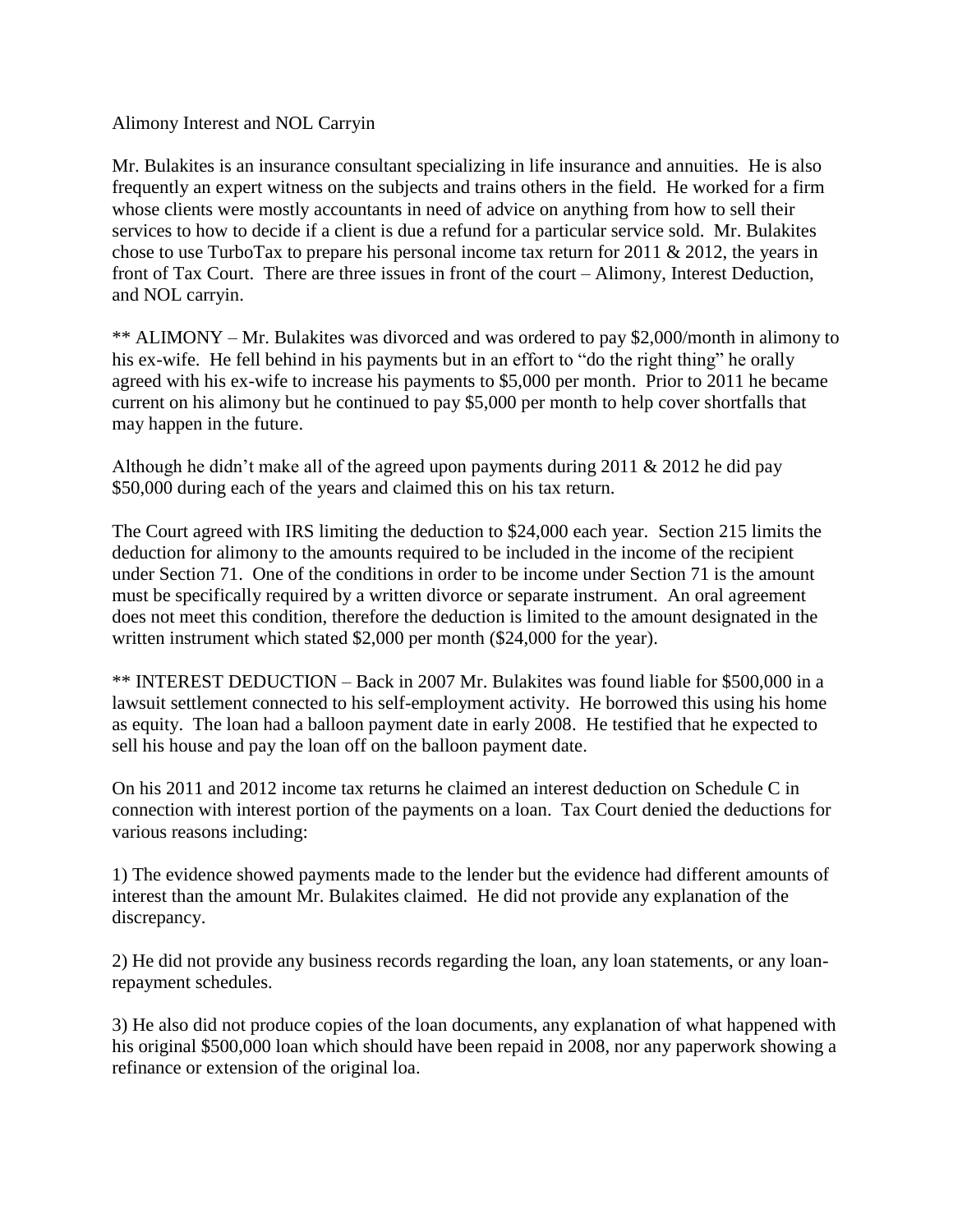Alimony Interest and NOL Carryin

Mr. Bulakites is an insurance consultant specializing in life insurance and annuities. He is also frequently an expert witness on the subjects and trains others in the field. He worked for a firm whose clients were mostly accountants in need of advice on anything from how to sell their services to how to decide if a client is due a refund for a particular service sold. Mr. Bulakites chose to use TurboTax to prepare his personal income tax return for 2011 & 2012, the years in front of Tax Court. There are three issues in front of the court – Alimony, Interest Deduction, and NOL carryin.

** ALIMONY – Mr. Bulakites was divorced and was ordered to pay $2,000/month in alimony to his ex-wife. He fell behind in his payments but in an effort to "do the right thing" he orally agreed with his ex-wife to increase his payments to $5,000 per month. Prior to 2011 he became current on his alimony but he continued to pay $5,000 per month to help cover shortfalls that may happen in the future.

Although he didn't make all of the agreed upon payments during 2011 & 2012 he did pay $50,000 during each of the years and claimed this on his tax return.

The Court agreed with IRS limiting the deduction to $24,000 each year. Section 215 limits the deduction for alimony to the amounts required to be included in the income of the recipient under Section 71. One of the conditions in order to be income under Section 71 is the amount must be specifically required by a written divorce or separate instrument. An oral agreement does not meet this condition, therefore the deduction is limited to the amount designated in the written instrument which stated $2,000 per month ($24,000 for the year).

** INTEREST DEDUCTION – Back in 2007 Mr. Bulakites was found liable for $500,000 in a lawsuit settlement connected to his self-employment activity. He borrowed this using his home as equity. The loan had a balloon payment date in early 2008. He testified that he expected to sell his house and pay the loan off on the balloon payment date.

On his 2011 and 2012 income tax returns he claimed an interest deduction on Schedule C in connection with interest portion of the payments on a loan. Tax Court denied the deductions for various reasons including:

1) The evidence showed payments made to the lender but the evidence had different amounts of interest than the amount Mr. Bulakites claimed. He did not provide any explanation of the discrepancy.

2) He did not provide any business records regarding the loan, any loan statements, or any loan-repayment schedules.

3) He also did not produce copies of the loan documents, any explanation of what happened with his original $500,000 loan which should have been repaid in 2008, nor any paperwork showing a refinance or extension of the original loa.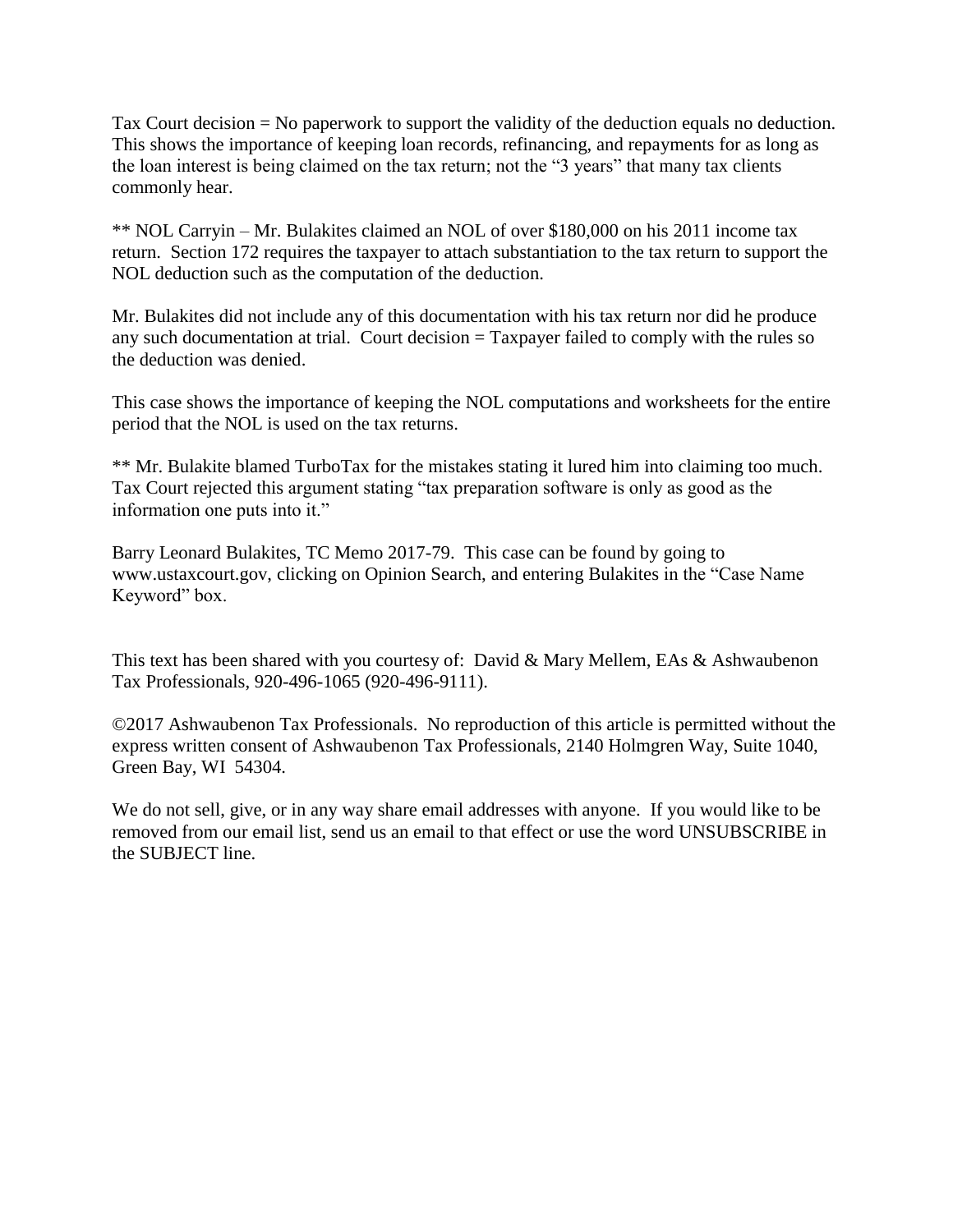Tax Court decision = No paperwork to support the validity of the deduction equals no deduction. This shows the importance of keeping loan records, refinancing, and repayments for as long as the loan interest is being claimed on the tax return; not the "3 years" that many tax clients commonly hear.

** NOL Carryin – Mr. Bulakites claimed an NOL of over $180,000 on his 2011 income tax return. Section 172 requires the taxpayer to attach substantiation to the tax return to support the NOL deduction such as the computation of the deduction.

Mr. Bulakites did not include any of this documentation with his tax return nor did he produce any such documentation at trial. Court decision = Taxpayer failed to comply with the rules so the deduction was denied.

This case shows the importance of keeping the NOL computations and worksheets for the entire period that the NOL is used on the tax returns.

** Mr. Bulakite blamed TurboTax for the mistakes stating it lured him into claiming too much. Tax Court rejected this argument stating "tax preparation software is only as good as the information one puts into it."

Barry Leonard Bulakites, TC Memo 2017-79. This case can be found by going to www.ustaxcourt.gov, clicking on Opinion Search, and entering Bulakites in the "Case Name Keyword" box.

This text has been shared with you courtesy of: David & Mary Mellem, EAs & Ashwaubenon Tax Professionals, 920-496-1065 (920-496-9111).

©2017 Ashwaubenon Tax Professionals. No reproduction of this article is permitted without the express written consent of Ashwaubenon Tax Professionals, 2140 Holmgren Way, Suite 1040, Green Bay, WI 54304.

We do not sell, give, or in any way share email addresses with anyone. If you would like to be removed from our email list, send us an email to that effect or use the word UNSUBSCRIBE in the SUBJECT line.